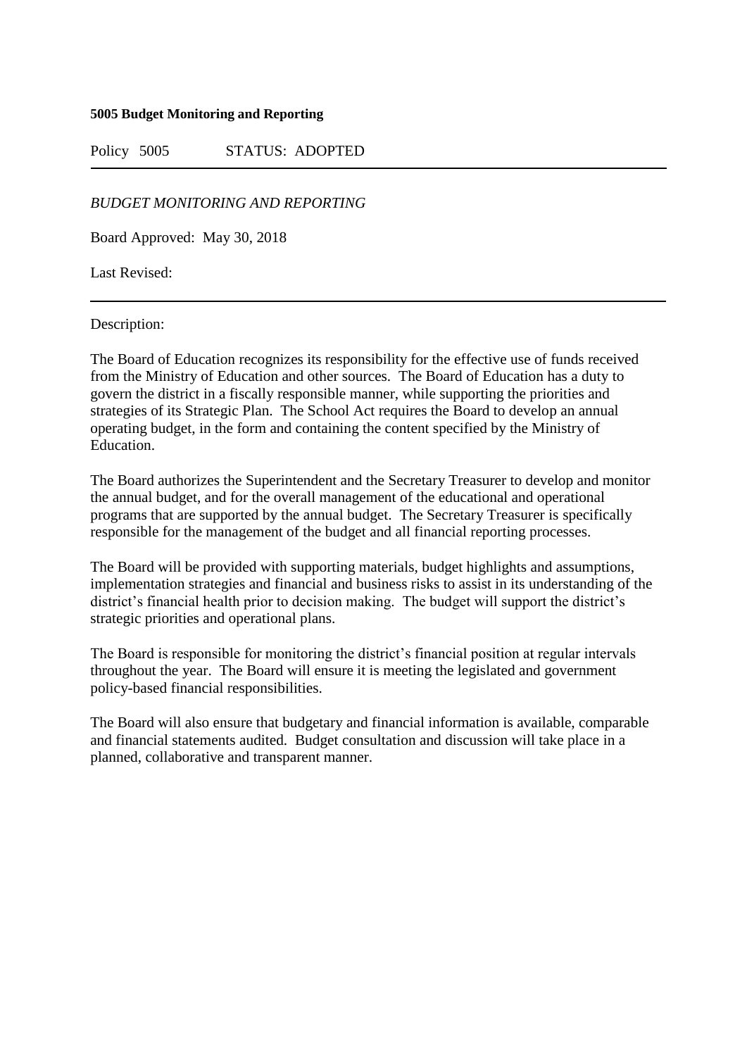**5005 Budget Monitoring and Reporting**

Policy 5005 STATUS: ADOPTED

---

*BUDGET MONITORING AND REPORTING*

Board Approved: May 30, 2018

Last Revised:

---

Description:

The Board of Education recognizes its responsibility for the effective use of funds received from the Ministry of Education and other sources. The Board of Education has a duty to govern the district in a fiscally responsible manner, while supporting the priorities and strategies of its Strategic Plan. The School Act requires the Board to develop an annual operating budget, in the form and containing the content specified by the Ministry of Education.

The Board authorizes the Superintendent and the Secretary Treasurer to develop and monitor the annual budget, and for the overall management of the educational and operational programs that are supported by the annual budget. The Secretary Treasurer is specifically responsible for the management of the budget and all financial reporting processes.

The Board will be provided with supporting materials, budget highlights and assumptions, implementation strategies and financial and business risks to assist in its understanding of the district's financial health prior to decision making. The budget will support the district's strategic priorities and operational plans.

The Board is responsible for monitoring the district's financial position at regular intervals throughout the year. The Board will ensure it is meeting the legislated and government policy-based financial responsibilities.

The Board will also ensure that budgetary and financial information is available, comparable and financial statements audited. Budget consultation and discussion will take place in a planned, collaborative and transparent manner.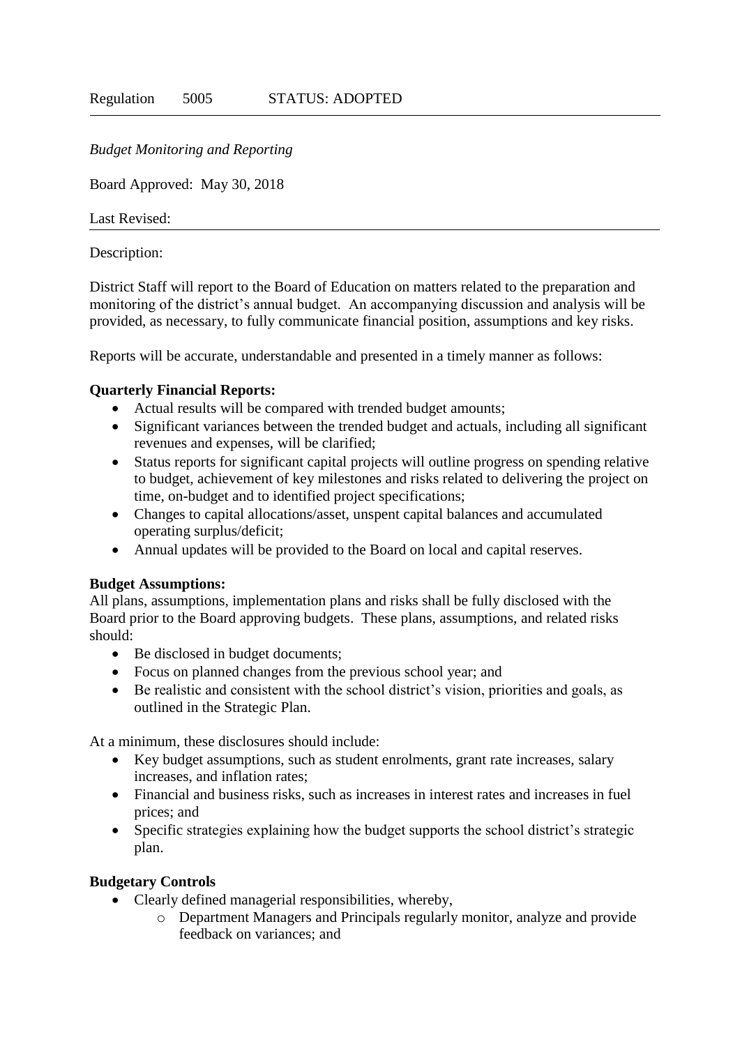Regulation 5005 STATUS: ADOPTED

---

*Budget Monitoring and Reporting*

Board Approved: May 30, 2018

Last Revised:

---

Description:

District Staff will report to the Board of Education on matters related to the preparation and monitoring of the district's annual budget. An accompanying discussion and analysis will be provided, as necessary, to fully communicate financial position, assumptions and key risks.

Reports will be accurate, understandable and presented in a timely manner as follows:

**Quarterly Financial Reports:**

- Actual results will be compared with trended budget amounts;
- Significant variances between the trended budget and actuals, including all significant revenues and expenses, will be clarified;
- Status reports for significant capital projects will outline progress on spending relative to budget, achievement of key milestones and risks related to delivering the project on time, on-budget and to identified project specifications;
- Changes to capital allocations/asset, unspent capital balances and accumulated operating surplus/deficit;
- Annual updates will be provided to the Board on local and capital reserves.

**Budget Assumptions:**

All plans, assumptions, implementation plans and risks shall be fully disclosed with the Board prior to the Board approving budgets. These plans, assumptions, and related risks should:

- Be disclosed in budget documents;
- Focus on planned changes from the previous school year; and
- Be realistic and consistent with the school district's vision, priorities and goals, as outlined in the Strategic Plan.

At a minimum, these disclosures should include:

- Key budget assumptions, such as student enrolments, grant rate increases, salary increases, and inflation rates;
- Financial and business risks, such as increases in interest rates and increases in fuel prices; and
- Specific strategies explaining how the budget supports the school district's strategic plan.

**Budgetary Controls**

- Clearly defined managerial responsibilities, whereby,
  - Department Managers and Principals regularly monitor, analyze and provide feedback on variances; and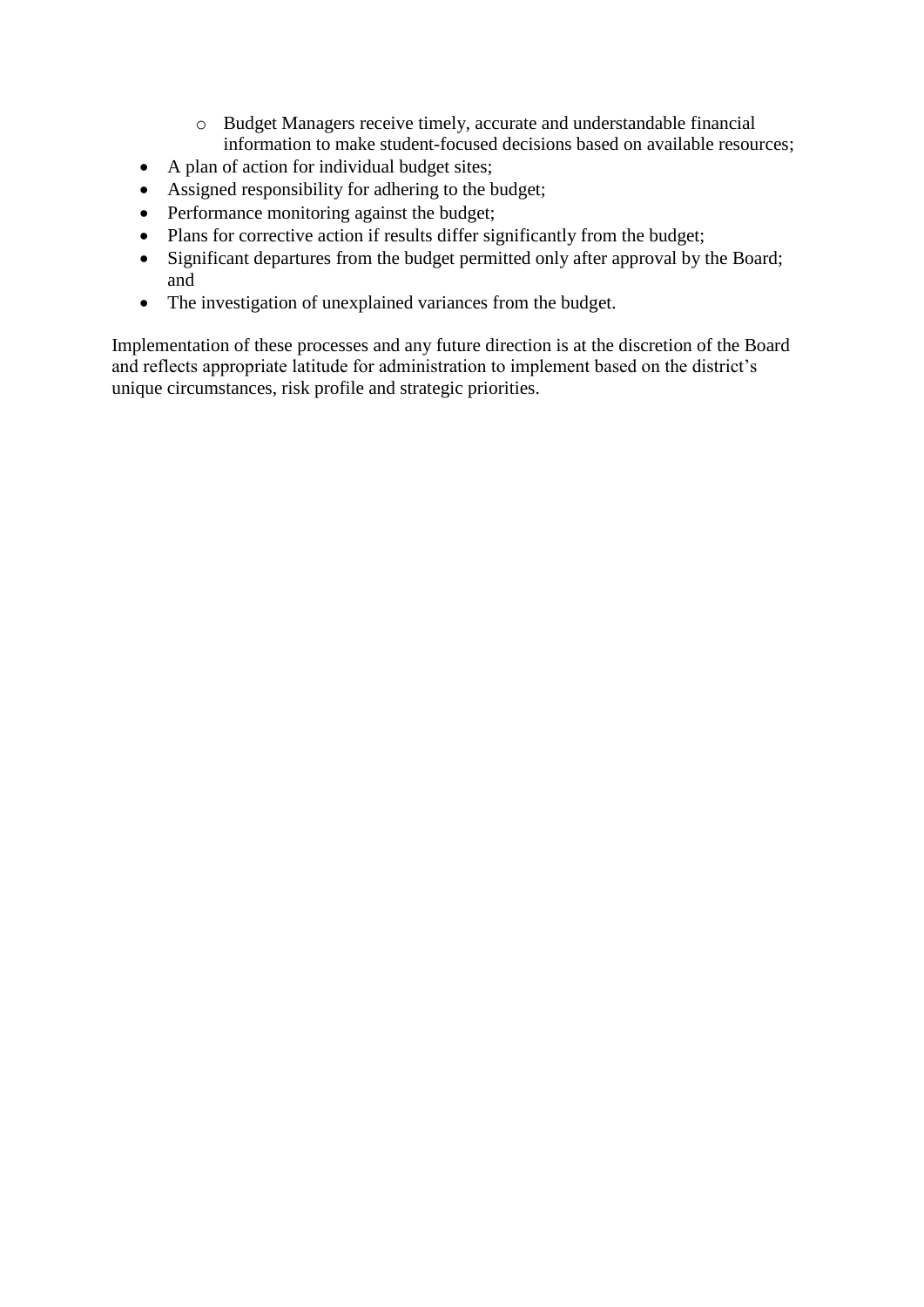- Budget Managers receive timely, accurate and understandable financial information to make student-focused decisions based on available resources;
- A plan of action for individual budget sites;
- Assigned responsibility for adhering to the budget;
- Performance monitoring against the budget;
- Plans for corrective action if results differ significantly from the budget;
- Significant departures from the budget permitted only after approval by the Board; and
- The investigation of unexplained variances from the budget.

Implementation of these processes and any future direction is at the discretion of the Board and reflects appropriate latitude for administration to implement based on the district's unique circumstances, risk profile and strategic priorities.